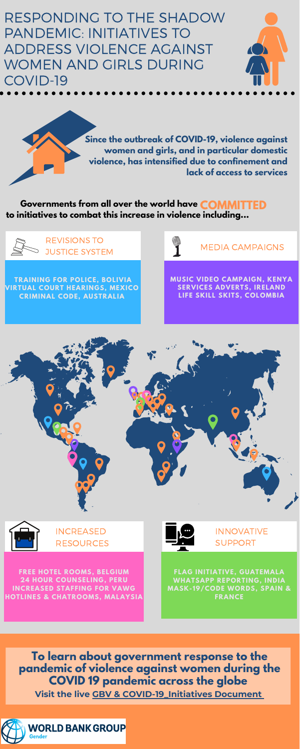# RESPONDING TO THE SHADOW PANDEMIC: INITIATIVES TO ADDRESS VIOLENCE AGAINST WOMEN AND GIRLS DURING COVID-19

**Since the outbreak of COVID-19, violence against women and girls, and in particular domestic violence, has intensified due to confinement and lack of access to services**

**Governments from all over the world have COMMITTED to initiatives to combat this increase in violence including...**

## REVISIONS TO JUSTICE SYSTEM

**TRAINING FOR POLICE, BOLIVIA**
**VIRTUAL COURT HEARINGS, MEXICO**
**CRIMINAL CODE, AUSTRALIA**

## MEDIA CAMPAIGNS

**MUSIC VIDEO CAMPAIGN, KENYA**
**SERVICES ADVERTS, IRELAND**
**LIFE SKILL SKITS, COLOMBIA**

## INCREASED RESOURCES

**FREE HOTEL ROOMS, BELGIUM**
**24 HOUR COUNSELING, PERU**
**INCREASED STAFFING FOR VAWG HOTLINES & CHATROOMS, MALAYSIA**

## INNOVATIVE SUPPORT

**FLAG INITIATIVE, GUATEMALA**
**WHATSAPP REPORTING, INDIA**
**MASK-19/CODE WORDS, SPAIN & FRANCE**

**To learn about government response to the pandemic of violence against women during the COVID 19 pandemic across the globe**

**Visit the live GBV & COVID-19_Initiatives Document**

WORLD BANK GROUP
Gender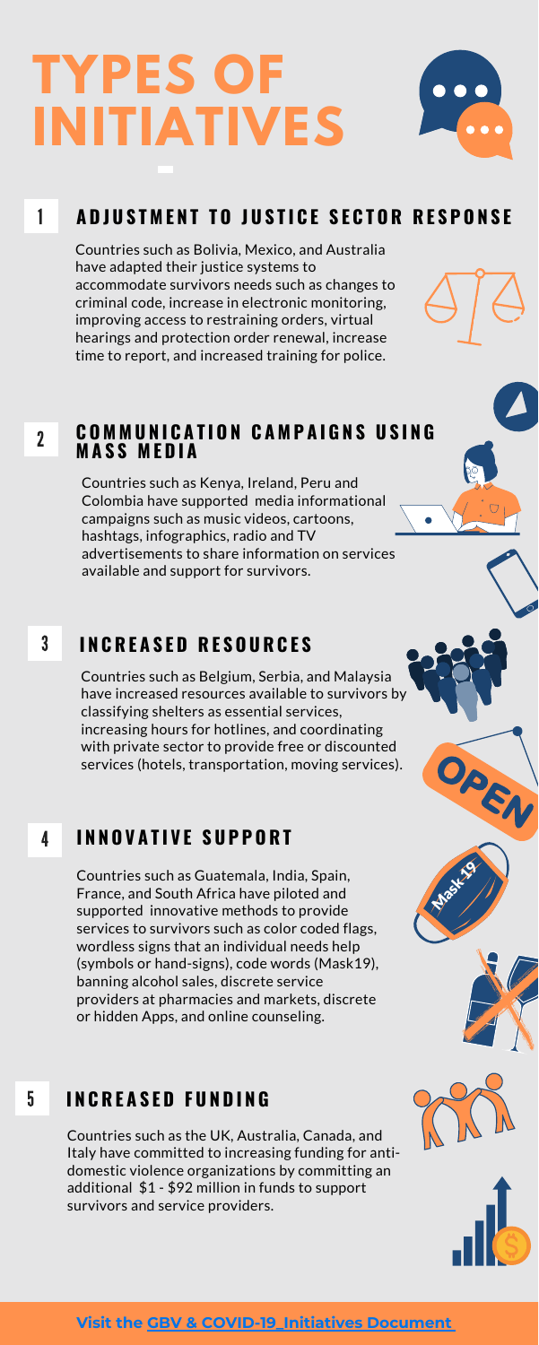# TYPES OF INITIATIVES

## 1 ADJUSTMENT TO JUSTICE SECTOR RESPONSE

Countries such as Bolivia, Mexico, and Australia have adapted their justice systems to accommodate survivors needs such as changes to criminal code, increase in electronic monitoring, improving access to restraining orders, virtual hearings and protection order renewal, increase time to report, and increased training for police.

## 2 COMMUNICATION CAMPAIGNS USING MASS MEDIA

Countries such as Kenya, Ireland, Peru and Colombia have supported media informational campaigns such as music videos, cartoons, hashtags, infographics, radio and TV advertisements to share information on services available and support for survivors.

## 3 INCREASED RESOURCES

Countries such as Belgium, Serbia, and Malaysia have increased resources available to survivors by classifying shelters as essential services, increasing hours for hotlines, and coordinating with private sector to provide free or discounted services (hotels, transportation, moving services).

## 4 INNOVATIVE SUPPORT

Countries such as Guatemala, India, Spain, France, and South Africa have piloted and supported innovative methods to provide services to survivors such as color coded flags, wordless signs that an individual needs help (symbols or hand-signs), code words (Mask19), banning alcohol sales, discrete service providers at pharmacies and markets, discrete or hidden Apps, and online counseling.

## 5 INCREASED FUNDING

Countries such as the UK, Australia, Canada, and Italy have committed to increasing funding for anti-domestic violence organizations by committing an additional $1 - $92 million in funds to support survivors and service providers.

**Visit the GBV & COVID-19_Initiatives Document**